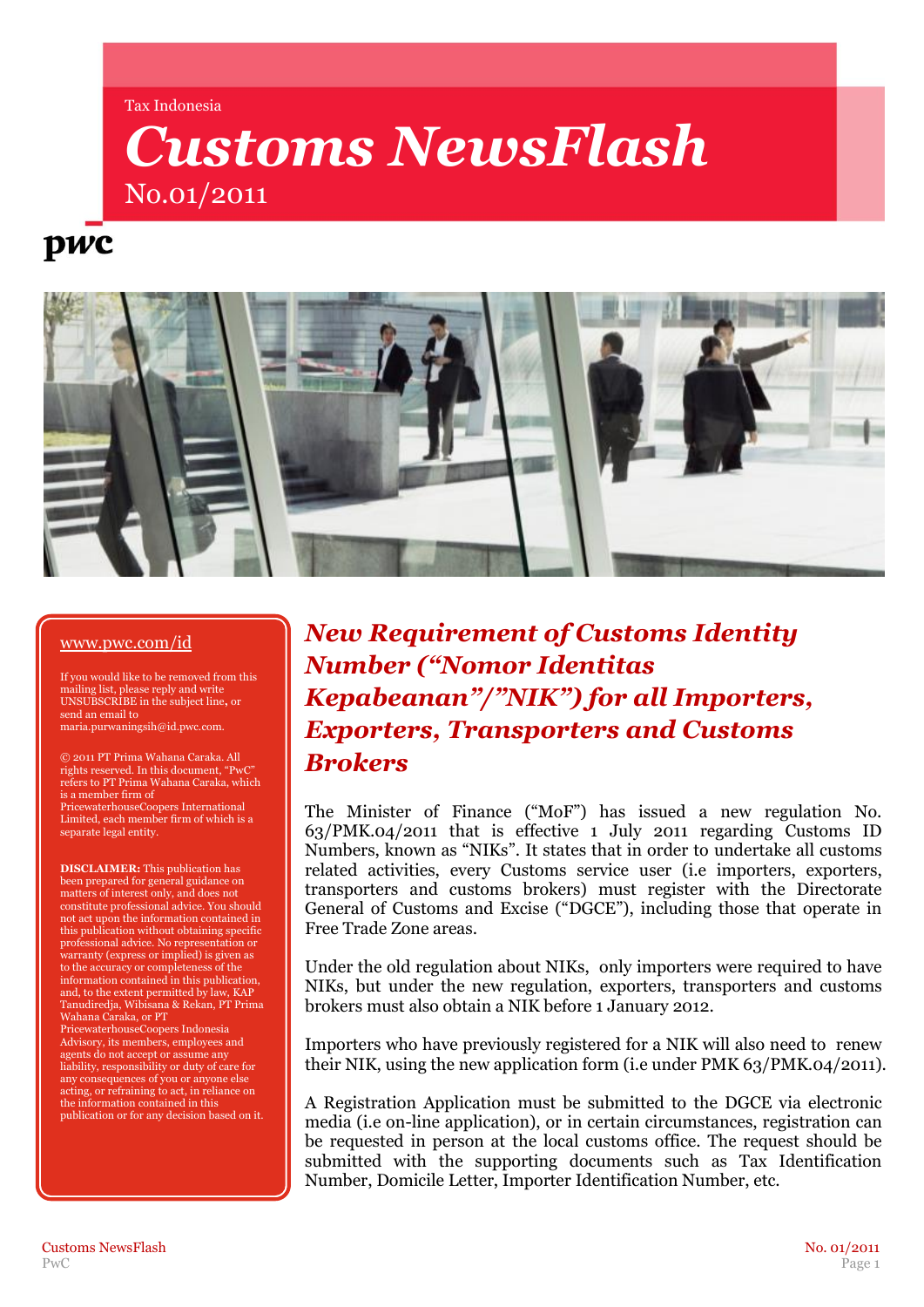Tax Indonesia

# Customs NewsFlash

No.01/2011

pwc

[www.pwc.com/id](http://www.pwc.com/id)

If you would like to be removed from this mailing list, please reply and write UNSUBSCRIBE in the subject line, or send an email to maria.purwaningsih@id.pwc.com.

© 2011 PT Prima Wahana Caraka. All rights reserved. In this document, "PwC" refers to PT Prima Wahana Caraka, which is a member firm of PricewaterhouseCoopers International Limited, each member firm of which is a separate legal entity.

**DISCLAIMER:** This publication has been prepared for general guidance on matters of interest only, and does not constitute professional advice. You should not act upon the information contained in this publication without obtaining specific professional advice. No representation or warranty (express or implied) is given as to the accuracy or completeness of the information contained in this publication, and, to the extent permitted by law, KAP Tanudiredja, Wibisana & Rekan, PT Prima Wahana Caraka, or PT PricewaterhouseCoopers Indonesia Advisory, its members, employees and agents do not accept or assume any liability, responsibility or duty of care for any consequences of you or anyone else acting, or refraining to act, in reliance on the information contained in this publication or for any decision based on it.

## *New Requirement of Customs Identity Number ("Nomor Identitas Kepabeanan"/"NIK") for all Importers, Exporters, Transporters and Customs Brokers*

The Minister of Finance ("MoF") has issued a new regulation No. 63/PMK.04/2011 that is effective 1 July 2011 regarding Customs ID Numbers, known as "NIKs". It states that in order to undertake all customs related activities, every Customs service user (i.e importers, exporters, transporters and customs brokers) must register with the Directorate General of Customs and Excise ("DGCE"), including those that operate in Free Trade Zone areas.

Under the old regulation about NIKs, only importers were required to have NIKs, but under the new regulation, exporters, transporters and customs brokers must also obtain a NIK before 1 January 2012.

Importers who have previously registered for a NIK will also need to renew their NIK, using the new application form (i.e under PMK 63/PMK.04/2011).

A Registration Application must be submitted to the DGCE via electronic media (i.e on-line application), or in certain circumstances, registration can be requested in person at the local customs office. The request should be submitted with the supporting documents such as Tax Identification Number, Domicile Letter, Importer Identification Number, etc.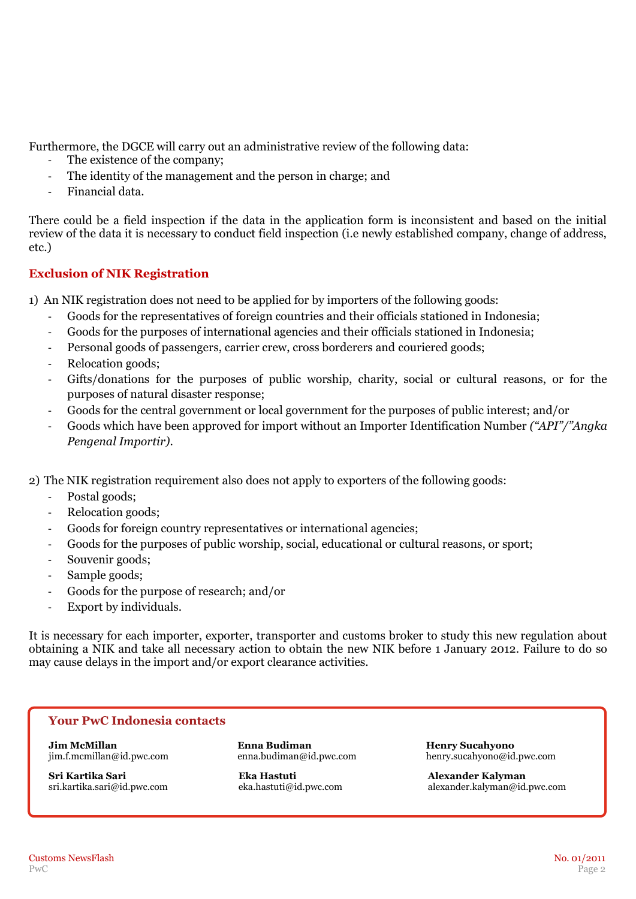Furthermore, the DGCE will carry out an administrative review of the following data:

- The existence of the company;
- The identity of the management and the person in charge; and
- Financial data.

There could be a field inspection if the data in the application form is inconsistent and based on the initial review of the data it is necessary to conduct field inspection (i.e newly established company, change of address, etc.)

## Exclusion of NIK Registration

1) An NIK registration does not need to be applied for by importers of the following goods:
   - Goods for the representatives of foreign countries and their officials stationed in Indonesia;
   - Goods for the purposes of international agencies and their officials stationed in Indonesia;
   - Personal goods of passengers, carrier crew, cross borderers and couriered goods;
   - Relocation goods;
   - Gifts/donations for the purposes of public worship, charity, social or cultural reasons, or for the purposes of natural disaster response;
   - Goods for the central government or local government for the purposes of public interest; and/or
   - Goods which have been approved for import without an Importer Identification Number *("API"/"Angka Pengenal Importir)*.

2) The NIK registration requirement also does not apply to exporters of the following goods:
   - Postal goods;
   - Relocation goods;
   - Goods for foreign country representatives or international agencies;
   - Goods for the purposes of public worship, social, educational or cultural reasons, or sport;
   - Souvenir goods;
   - Sample goods;
   - Goods for the purpose of research; and/or
   - Export by individuals.

It is necessary for each importer, exporter, transporter and customs broker to study this new regulation about obtaining a NIK and take all necessary action to obtain the new NIK before 1 January 2012. Failure to do so may cause delays in the import and/or export clearance activities.

## Your PwC Indonesia contacts

**Jim McMillan**
jim.f.mcmillan@id.pwc.com

**Enna Budiman**
enna.budiman@id.pwc.com

**Henry Sucahyono**
henry.sucahyono@id.pwc.com

**Sri Kartika Sari**
sri.kartika.sari@id.pwc.com

**Eka Hastuti**
eka.hastuti@id.pwc.com

**Alexander Kalyman**
alexander.kalyman@id.pwc.com